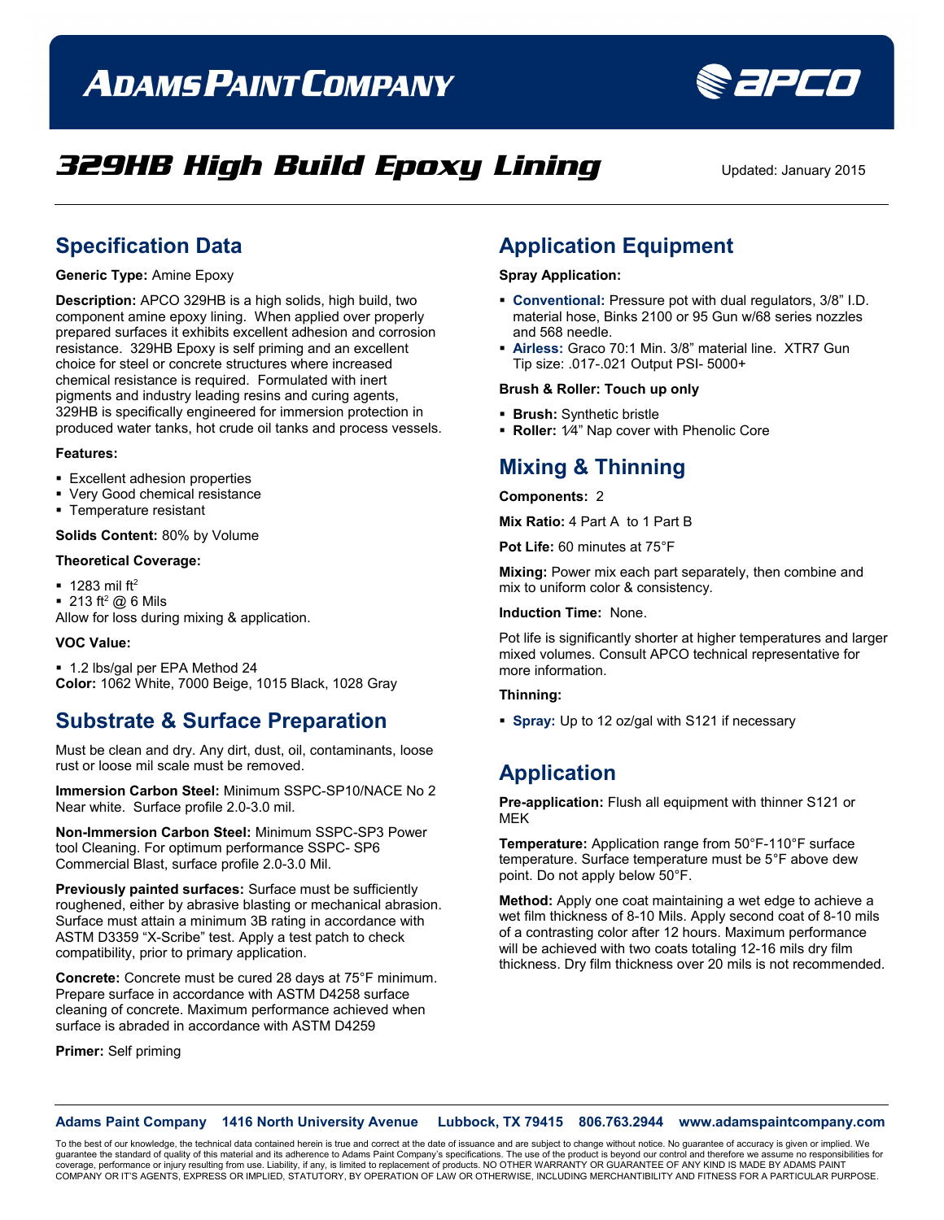# ADAMS PAINT COMPANY

## 329HB High Build Epoxy Lining

Updated: January 2015

## Specification Data

**Generic Type:** Amine Epoxy

**Description:** APCO 329HB is a high solids, high build, two component amine epoxy lining. When applied over properly prepared surfaces it exhibits excellent adhesion and corrosion resistance. 329HB Epoxy is self priming and an excellent choice for steel or concrete structures where increased chemical resistance is required. Formulated with inert pigments and industry leading resins and curing agents, 329HB is specifically engineered for immersion protection in produced water tanks, hot crude oil tanks and process vessels.

**Features:**

- Excellent adhesion properties
- Very Good chemical resistance
- Temperature resistant

**Solids Content:** 80% by Volume

**Theoretical Coverage:**

- 1283 mil ft$^2$
- 213 ft$^2$ @ 6 Mils

Allow for loss during mixing & application.

**VOC Value:**

- 1.2 lbs/gal per EPA Method 24

**Color:** 1062 White, 7000 Beige, 1015 Black, 1028 Gray

## Substrate & Surface Preparation

Must be clean and dry. Any dirt, dust, oil, contaminants, loose rust or loose mil scale must be removed.

**Immersion Carbon Steel:** Minimum SSPC-SP10/NACE No 2 Near white. Surface profile 2.0-3.0 mil.

**Non-Immersion Carbon Steel:** Minimum SSPC-SP3 Power tool Cleaning. For optimum performance SSPC- SP6 Commercial Blast, surface profile 2.0-3.0 Mil.

**Previously painted surfaces:** Surface must be sufficiently roughened, either by abrasive blasting or mechanical abrasion. Surface must attain a minimum 3B rating in accordance with ASTM D3359 "X-Scribe" test. Apply a test patch to check compatibility, prior to primary application.

**Concrete:** Concrete must be cured 28 days at 75°F minimum. Prepare surface in accordance with ASTM D4258 surface cleaning of concrete. Maximum performance achieved when surface is abraded in accordance with ASTM D4259

**Primer:** Self priming

## Application Equipment

**Spray Application:**

- **Conventional:** Pressure pot with dual regulators, 3/8" I.D. material hose, Binks 2100 or 95 Gun w/68 series nozzles and 568 needle.
- **Airless:** Graco 70:1 Min. 3/8" material line. XTR7 Gun Tip size: .017-.021 Output PSI- 5000+

**Brush & Roller: Touch up only**

- **Brush:** Synthetic bristle
- **Roller:** 1⁄4" Nap cover with Phenolic Core

## Mixing & Thinning

**Components:** 2

**Mix Ratio:** 4 Part A to 1 Part B

**Pot Life:** 60 minutes at 75°F

**Mixing:** Power mix each part separately, then combine and mix to uniform color & consistency.

**Induction Time:** None.

Pot life is significantly shorter at higher temperatures and larger mixed volumes. Consult APCO technical representative for more information.

**Thinning:**

- **Spray:** Up to 12 oz/gal with S121 if necessary

## Application

**Pre-application:** Flush all equipment with thinner S121 or MEK

**Temperature:** Application range from 50°F-110°F surface temperature. Surface temperature must be 5°F above dew point. Do not apply below 50°F.

**Method:** Apply one coat maintaining a wet edge to achieve a wet film thickness of 8-10 Mils. Apply second coat of 8-10 mils of a contrasting color after 12 hours. Maximum performance will be achieved with two coats totaling 12-16 mils dry film thickness. Dry film thickness over 20 mils is not recommended.

**Adams Paint Company 1416 North University Avenue Lubbock, TX 79415 806.763.2944 www.adamspaintcompany.com**

To the best of our knowledge, the technical data contained herein is true and correct at the date of issuance and are subject to change without notice. No guarantee of accuracy is given or implied. We guarantee the standard of quality of this material and its adherence to Adams Paint Company's specifications. The use of the product is beyond our control and therefore we assume no responsibilities for coverage, performance or injury resulting from use. Liability, if any, is limited to replacement of products. NO OTHER WARRANTY OR GUARANTEE OF ANY KIND IS MADE BY ADAMS PAINT COMPANY OR IT'S AGENTS, EXPRESS OR IMPLIED, STATUTORY, BY OPERATION OF LAW OR OTHERWISE, INCLUDING MERCHANTIBILITY AND FITNESS FOR A PARTICULAR PURPOSE.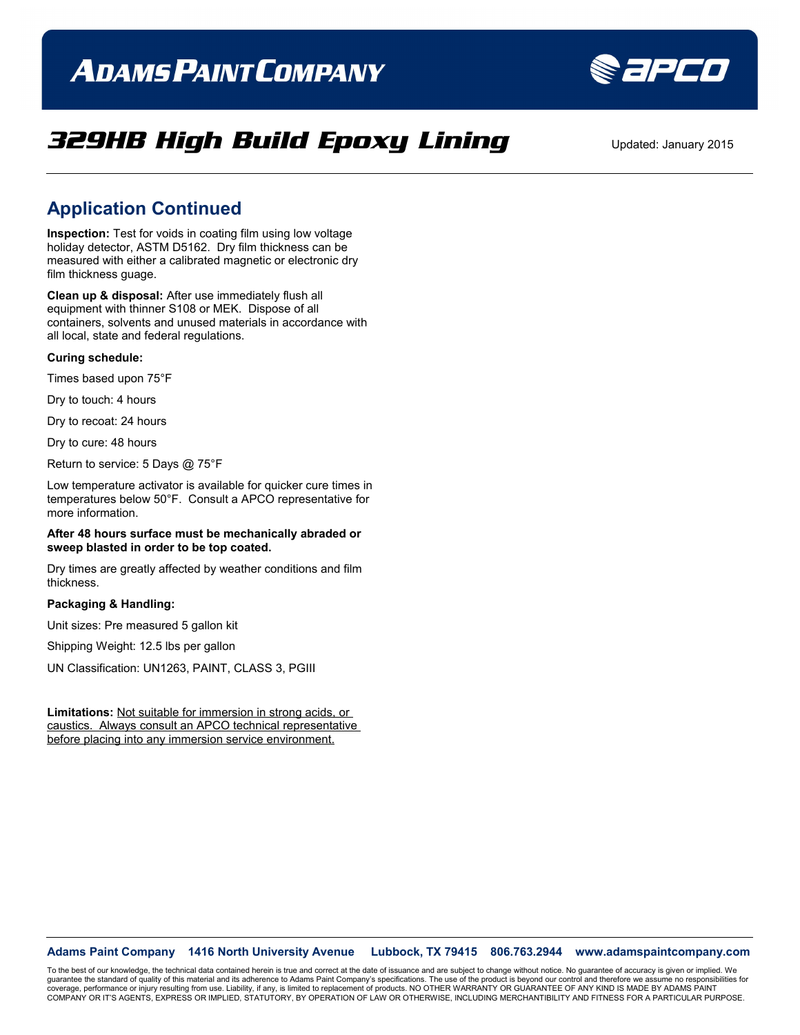# 329HB High Build Epoxy Lining

Updated: January 2015

## Application Continued

**Inspection:** Test for voids in coating film using low voltage holiday detector, ASTM D5162. Dry film thickness can be measured with either a calibrated magnetic or electronic dry film thickness guage.

**Clean up & disposal:** After use immediately flush all equipment with thinner S108 or MEK. Dispose of all containers, solvents and unused materials in accordance with all local, state and federal regulations.

**Curing schedule:**

Times based upon 75°F

Dry to touch: 4 hours

Dry to recoat: 24 hours

Dry to cure: 48 hours

Return to service: 5 Days @ 75°F

Low temperature activator is available for quicker cure times in temperatures below 50°F. Consult a APCO representative for more information.

**After 48 hours surface must be mechanically abraded or sweep blasted in order to be top coated.**

Dry times are greatly affected by weather conditions and film thickness.

**Packaging & Handling:**

Unit sizes: Pre measured 5 gallon kit

Shipping Weight: 12.5 lbs per gallon

UN Classification: UN1263, PAINT, CLASS 3, PGIII

**Limitations:** Not suitable for immersion in strong acids, or caustics. Always consult an APCO technical representative before placing into any immersion service environment.

**Adams Paint Company 1416 North University Avenue Lubbock, TX 79415 806.763.2944 www.adamspaintcompany.com**

To the best of our knowledge, the technical data contained herein is true and correct at the date of issuance and are subject to change without notice. No guarantee of accuracy is given or implied. We guarantee the standard of quality of this material and its adherence to Adams Paint Company's specifications. The use of the product is beyond our control and therefore we assume no responsibilities for coverage, performance or injury resulting from use. Liability, if any, is limited to replacement of products. NO OTHER WARRANTY OR GUARANTEE OF ANY KIND IS MADE BY ADAMS PAINT COMPANY OR IT'S AGENTS, EXPRESS OR IMPLIED, STATUTORY, BY OPERATION OF LAW OR OTHERWISE, INCLUDING MERCHANTIBILITY AND FITNESS FOR A PARTICULAR PURPOSE.